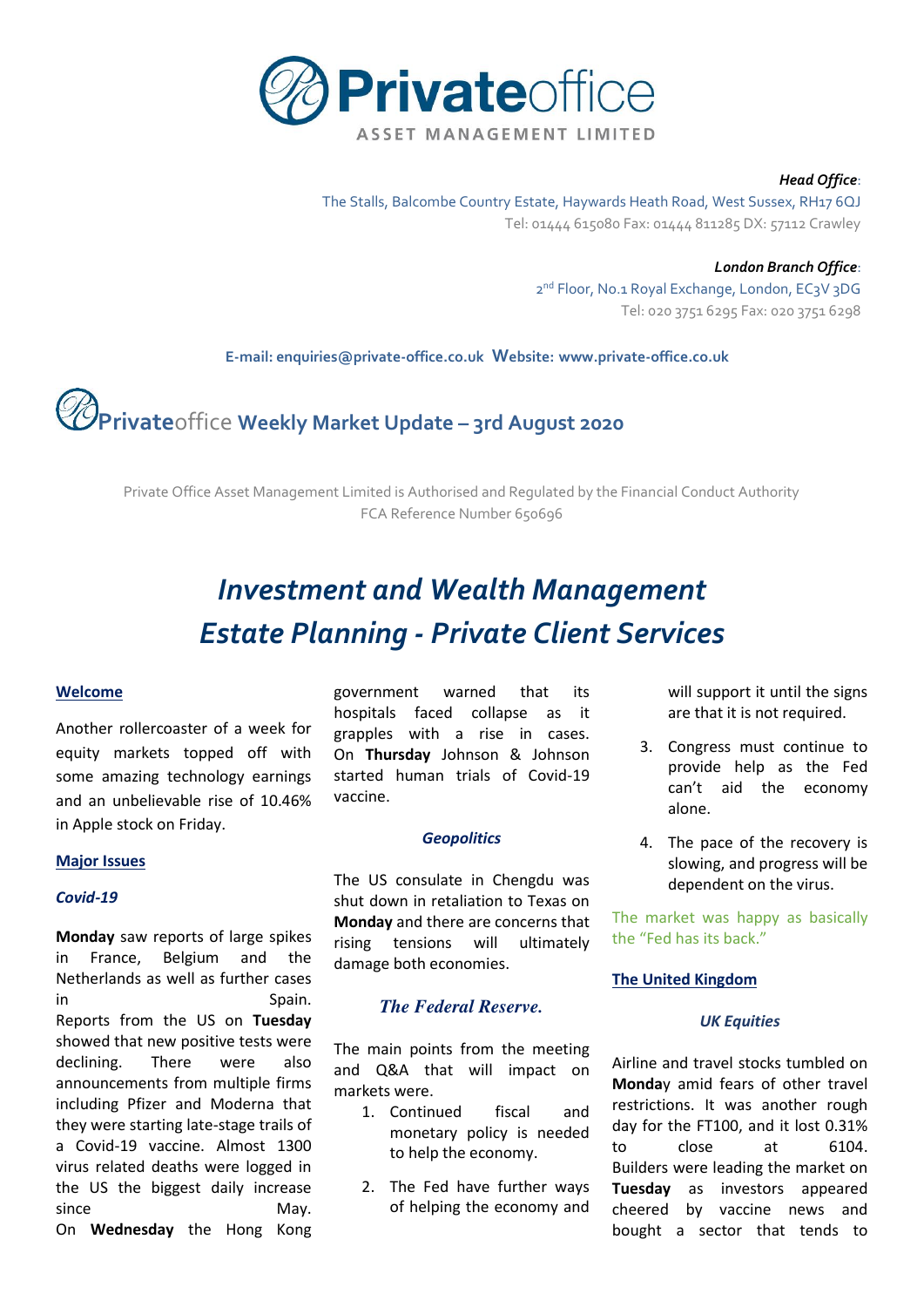**Private**office

ASSET MANAGEMENT LIMITED

***Head Office*:**
The Stalls, Balcombe Country Estate, Haywards Heath Road, West Sussex, RH17 6QJ
Tel: 01444 615080 Fax: 01444 811285 DX: 57112 Crawley

***London Branch Office*:**
2nd Floor, No.1 Royal Exchange, London, EC3V 3DG
Tel: 020 3751 6295 Fax: 020 3751 6298

**E-mail: enquiries@private-office.co.uk Website: www.private-office.co.uk**

# Privateoffice Weekly Market Update – 3rd August 2020

Private Office Asset Management Limited is Authorised and Regulated by the Financial Conduct Authority
FCA Reference Number 650696

# *Investment and Wealth Management*
# *Estate Planning - Private Client Services*

## Welcome

Another rollercoaster of a week for equity markets topped off with some amazing technology earnings and an unbelievable rise of 10.46% in Apple stock on Friday.

## Major Issues

### *Covid-19*

**Monday** saw reports of large spikes in France, Belgium and the Netherlands as well as further cases in Spain.
Reports from the US on **Tuesday** showed that new positive tests were declining. There were also announcements from multiple firms including Pfizer and Moderna that they were starting late-stage trails of a Covid-19 vaccine. Almost 1300 virus related deaths were logged in the US the biggest daily increase since May.
On **Wednesday** the Hong Kong government warned that its hospitals faced collapse as it grapples with a rise in cases. On **Thursday** Johnson & Johnson started human trials of Covid-19 vaccine.

### *Geopolitics*

The US consulate in Chengdu was shut down in retaliation to Texas on **Monday** and there are concerns that rising tensions will ultimately damage both economies.

### *The Federal Reserve.*

The main points from the meeting and Q&A that will impact on markets were.

1. Continued fiscal and monetary policy is needed to help the economy.
2. The Fed have further ways of helping the economy and will support it until the signs are that it is not required.
3. Congress must continue to provide help as the Fed can't aid the economy alone.
4. The pace of the recovery is slowing, and progress will be dependent on the virus.

The market was happy as basically the "Fed has its back."

## The United Kingdom

### *UK Equities*

Airline and travel stocks tumbled on **Monda**y amid fears of other travel restrictions. It was another rough day for the FT100, and it lost 0.31% to close at 6104. Builders were leading the market on **Tuesday** as investors appeared cheered by vaccine news and bought a sector that tends to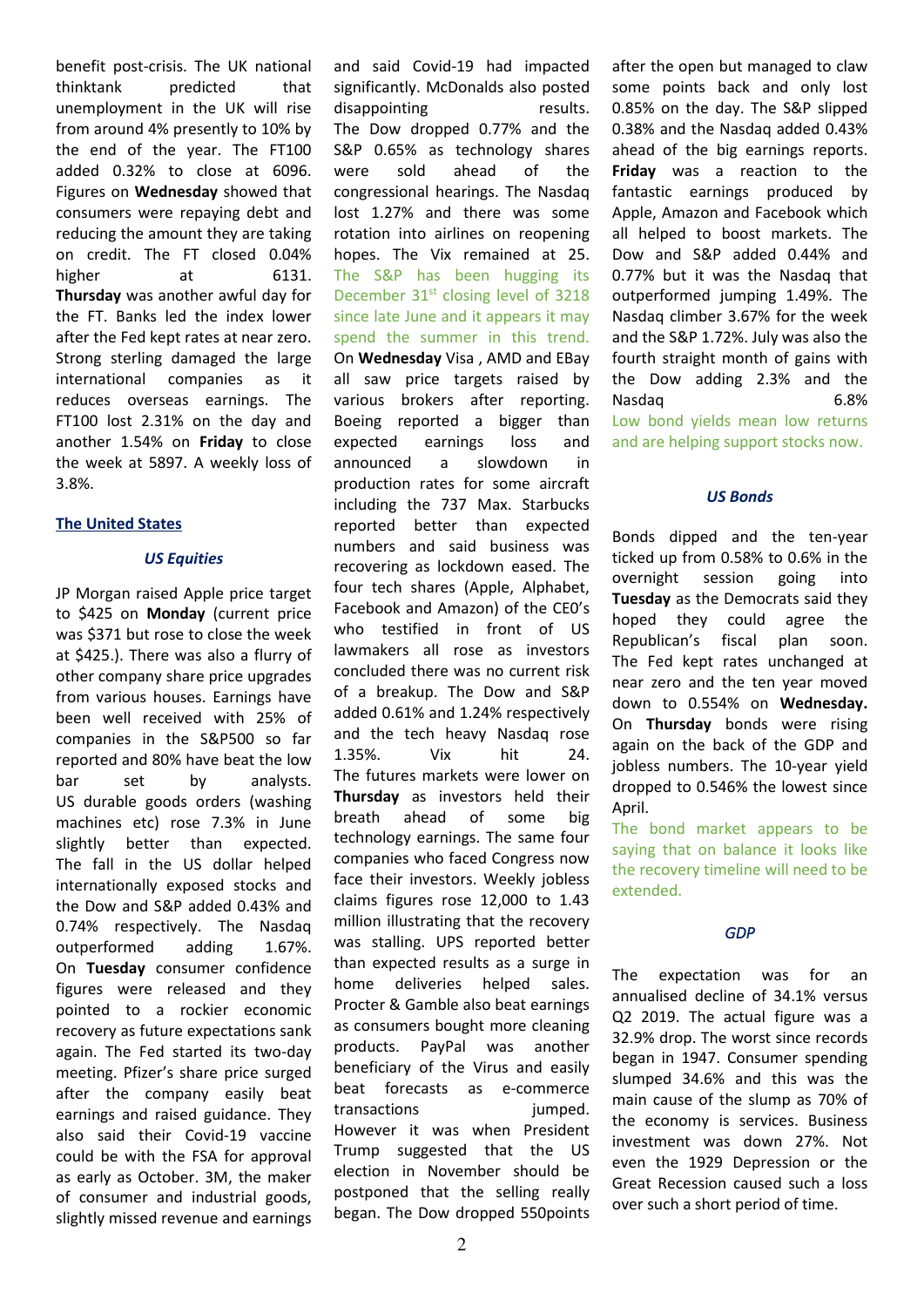benefit post-crisis. The UK national thinktank predicted that unemployment in the UK will rise from around 4% presently to 10% by the end of the year. The FT100 added 0.32% to close at 6096. Figures on **Wednesday** showed that consumers were repaying debt and reducing the amount they are taking on credit. The FT closed 0.04% higher at 6131. **Thursday** was another awful day for the FT. Banks led the index lower after the Fed kept rates at near zero. Strong sterling damaged the large international companies as it reduces overseas earnings. The FT100 lost 2.31% on the day and another 1.54% on **Friday** to close the week at 5897. A weekly loss of 3.8%.

## The United States

### *US Equities*

JP Morgan raised Apple price target to $425 on **Monday** (current price was $371 but rose to close the week at $425.). There was also a flurry of other company share price upgrades from various houses. Earnings have been well received with 25% of companies in the S&P500 so far reported and 80% have beat the low bar set by analysts. US durable goods orders (washing machines etc) rose 7.3% in June slightly better than expected. The fall in the US dollar helped internationally exposed stocks and the Dow and S&P added 0.43% and 0.74% respectively. The Nasdaq outperformed adding 1.67%. On **Tuesday** consumer confidence figures were released and they pointed to a rockier economic recovery as future expectations sank again. The Fed started its two-day meeting. Pfizer's share price surged after the company easily beat earnings and raised guidance. They also said their Covid-19 vaccine could be with the FSA for approval as early as October. 3M, the maker of consumer and industrial goods, slightly missed revenue and earnings and said Covid-19 had impacted significantly. McDonalds also posted disappointing results. The Dow dropped 0.77% and the S&P 0.65% as technology shares were sold ahead of the congressional hearings. The Nasdaq lost 1.27% and there was some rotation into airlines on reopening hopes. The Vix remained at 25. The S&P has been hugging its December 31st closing level of 3218 since late June and it appears it may spend the summer in this trend. On **Wednesday** Visa , AMD and EBay all saw price targets raised by various brokers after reporting. Boeing reported a bigger than expected earnings loss and announced a slowdown in production rates for some aircraft including the 737 Max. Starbucks reported better than expected numbers and said business was recovering as lockdown eased. The four tech shares (Apple, Alphabet, Facebook and Amazon) of the CEO's who testified in front of US lawmakers all rose as investors concluded there was no current risk of a breakup. The Dow and S&P added 0.61% and 1.24% respectively and the tech heavy Nasdaq rose 1.35%. Vix hit 24. The futures markets were lower on **Thursday** as investors held their breath ahead of some big technology earnings. The same four companies who faced Congress now face their investors. Weekly jobless claims figures rose 12,000 to 1.43 million illustrating that the recovery was stalling. UPS reported better than expected results as a surge in home deliveries helped sales. Procter & Gamble also beat earnings as consumers bought more cleaning products. PayPal was another beneficiary of the Virus and easily beat forecasts as e-commerce transactions jumped. However it was when President Trump suggested that the US election in November should be postponed that the selling really began. The Dow dropped 550points after the open but managed to claw some points back and only lost 0.85% on the day. The S&P slipped 0.38% and the Nasdaq added 0.43% ahead of the big earnings reports. **Friday** was a reaction to the fantastic earnings produced by Apple, Amazon and Facebook which all helped to boost markets. The Dow and S&P added 0.44% and 0.77% but it was the Nasdaq that outperformed jumping 1.49%. The Nasdaq climber 3.67% for the week and the S&P 1.72%. July was also the fourth straight month of gains with the Dow adding 2.3% and the Nasdaq 6.8% Low bond yields mean low returns and are helping support stocks now.

### *US Bonds*

Bonds dipped and the ten-year ticked up from 0.58% to 0.6% in the overnight session going into **Tuesday** as the Democrats said they hoped they could agree the Republican's fiscal plan soon. The Fed kept rates unchanged at near zero and the ten year moved down to 0.554% on **Wednesday.** On **Thursday** bonds were rising again on the back of the GDP and jobless numbers. The 10-year yield dropped to 0.546% the lowest since April.

The bond market appears to be saying that on balance it looks like the recovery timeline will need to be extended.

### *GDP*

The expectation was for an annualised decline of 34.1% versus Q2 2019. The actual figure was a 32.9% drop. The worst since records began in 1947. Consumer spending slumped 34.6% and this was the main cause of the slump as 70% of the economy is services. Business investment was down 27%. Not even the 1929 Depression or the Great Recession caused such a loss over such a short period of time.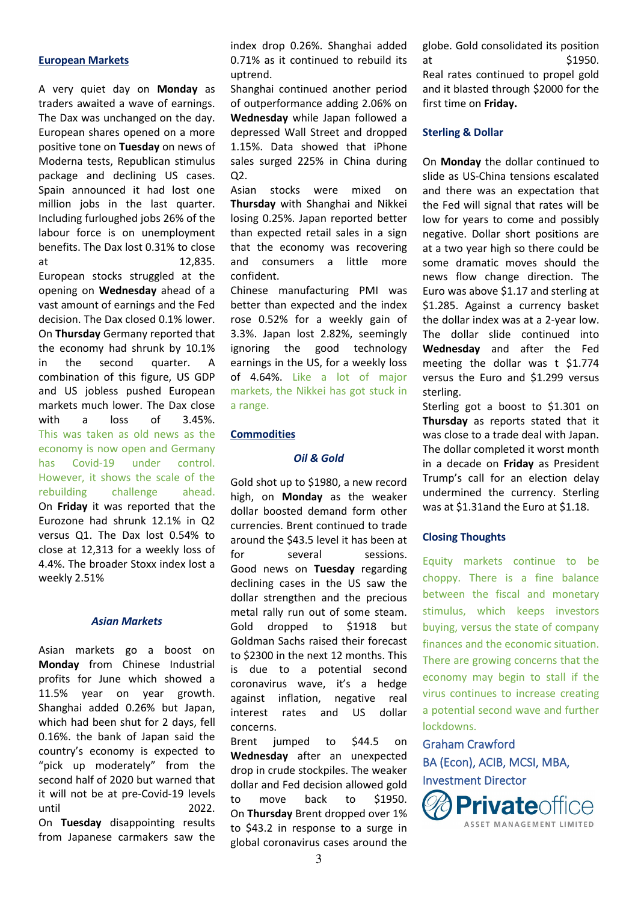## European Markets

A very quiet day on **Monday** as traders awaited a wave of earnings. The Dax was unchanged on the day. European shares opened on a more positive tone on **Tuesday** on news of Moderna tests, Republican stimulus package and declining US cases. Spain announced it had lost one million jobs in the last quarter. Including furloughed jobs 26% of the labour force is on unemployment benefits. The Dax lost 0.31% to close at 12,835.

European stocks struggled at the opening on **Wednesday** ahead of a vast amount of earnings and the Fed decision. The Dax closed 0.1% lower.

On **Thursday** Germany reported that the economy had shrunk by 10.1% in the second quarter. A combination of this figure, US GDP and US jobless pushed European markets much lower. The Dax close with a loss of 3.45%. This was taken as old news as the economy is now open and Germany has Covid-19 under control. However, it shows the scale of the rebuilding challenge ahead.

On **Friday** it was reported that the Eurozone had shrunk 12.1% in Q2 versus Q1. The Dax lost 0.54% to close at 12,313 for a weekly loss of 4.4%. The broader Stoxx index lost a weekly 2.51%

### *Asian Markets*

Asian markets go a boost on **Monday** from Chinese Industrial profits for June which showed a 11.5% year on year growth. Shanghai added 0.26% but Japan, which had been shut for 2 days, fell 0.16%. the bank of Japan said the country's economy is expected to "pick up moderately" from the second half of 2020 but warned that it will not be at pre-Covid-19 levels until 2022.

On **Tuesday** disappointing results from Japanese carmakers saw the index drop 0.26%. Shanghai added 0.71% as it continued to rebuild its uptrend.

Shanghai continued another period of outperformance adding 2.06% on **Wednesday** while Japan followed a depressed Wall Street and dropped 1.15%. Data showed that iPhone sales surged 225% in China during Q2.

Asian stocks were mixed on **Thursday** with Shanghai and Nikkei losing 0.25%. Japan reported better than expected retail sales in a sign that the economy was recovering and consumers a little more confident.

Chinese manufacturing PMI was better than expected and the index rose 0.52% for a weekly gain of 3.3%. Japan lost 2.82%, seemingly ignoring the good technology earnings in the US, for a weekly loss of 4.64%. Like a lot of major markets, the Nikkei has got stuck in a range.

## Commodities

### *Oil & Gold*

Gold shot up to $1980, a new record high, on **Monday** as the weaker dollar boosted demand form other currencies. Brent continued to trade around the $43.5 level it has been at for several sessions.

Good news on **Tuesday** regarding declining cases in the US saw the dollar strengthen and the precious metal rally run out of some steam. Gold dropped to $1918 but Goldman Sachs raised their forecast to $2300 in the next 12 months. This is due to a potential second coronavirus wave, it's a hedge against inflation, negative real interest rates and US dollar concerns.

Brent jumped to $44.5 on **Wednesday** after an unexpected drop in crude stockpiles. The weaker dollar and Fed decision allowed gold to move back to $1950.

On **Thursday** Brent dropped over 1% to $43.2 in response to a surge in global coronavirus cases around the globe. Gold consolidated its position at $1950.

Real rates continued to propel gold and it blasted through $2000 for the first time on **Friday.**

### Sterling & Dollar

On **Monday** the dollar continued to slide as US-China tensions escalated and there was an expectation that the Fed will signal that rates will be low for years to come and possibly negative. Dollar short positions are at a two year high so there could be some dramatic moves should the news flow change direction. The Euro was above $1.17 and sterling at $1.285. Against a currency basket the dollar index was at a 2-year low.

The dollar slide continued into **Wednesday** and after the Fed meeting the dollar was t $1.774 versus the Euro and $1.299 versus sterling.

Sterling got a boost to $1.301 on **Thursday** as reports stated that it was close to a trade deal with Japan.

The dollar completed it worst month in a decade on **Friday** as President Trump's call for an election delay undermined the currency. Sterling was at $1.31and the Euro at $1.18.

### Closing Thoughts

Equity markets continue to be choppy. There is a fine balance between the fiscal and monetary stimulus, which keeps investors buying, versus the state of company finances and the economic situation. There are growing concerns that the economy may begin to stall if the virus continues to increase creating a potential second wave and further lockdowns.

Graham Crawford
BA (Econ), ACIB, MCSI, MBA,
Investment Director

Privateoffice
ASSET MANAGEMENT LIMITED